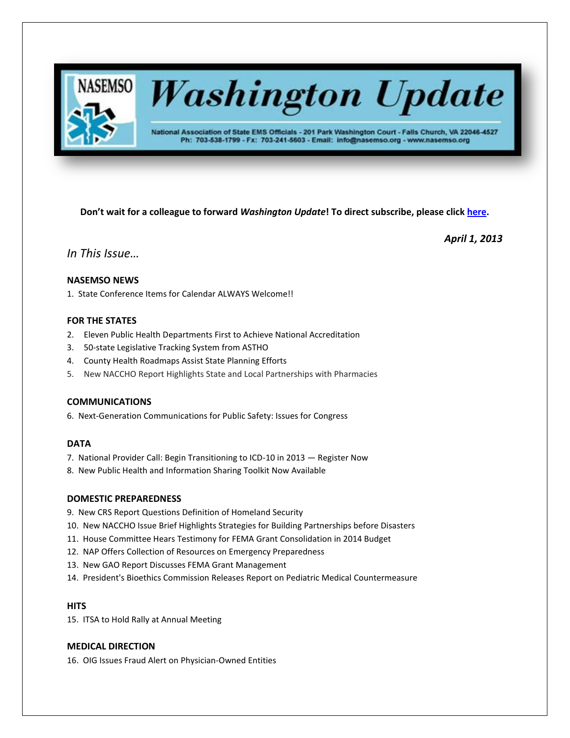# Washington Update

NASEMSO

National Association of State EMS Officials - 201 Park Washington Court - Falls Church, VA 22046-4527
Ph: 703-538-1799 - Fx: 703-241-5603 - Email: info@nasemso.org - www.nasemso.org

**Don't wait for a colleague to forward *Washington Update*! To direct subscribe, please click [here](#).**

***April 1, 2013***

*In This Issue…*

**NASEMSO NEWS**

1. State Conference Items for Calendar ALWAYS Welcome!!

**FOR THE STATES**

2. Eleven Public Health Departments First to Achieve National Accreditation
3. 50-state Legislative Tracking System from ASTHO
4. County Health Roadmaps Assist State Planning Efforts
5. New NACCHO Report Highlights State and Local Partnerships with Pharmacies

**COMMUNICATIONS**

6. Next-Generation Communications for Public Safety: Issues for Congress

**DATA**

7. National Provider Call: Begin Transitioning to ICD-10 in 2013 — Register Now
8. New Public Health and Information Sharing Toolkit Now Available

**DOMESTIC PREPAREDNESS**

9. New CRS Report Questions Definition of Homeland Security
10. New NACCHO Issue Brief Highlights Strategies for Building Partnerships before Disasters
11. House Committee Hears Testimony for FEMA Grant Consolidation in 2014 Budget
12. NAP Offers Collection of Resources on Emergency Preparedness
13. New GAO Report Discusses FEMA Grant Management
14. President's Bioethics Commission Releases Report on Pediatric Medical Countermeasure

**HITS**

15. ITSA to Hold Rally at Annual Meeting

**MEDICAL DIRECTION**

16. OIG Issues Fraud Alert on Physician-Owned Entities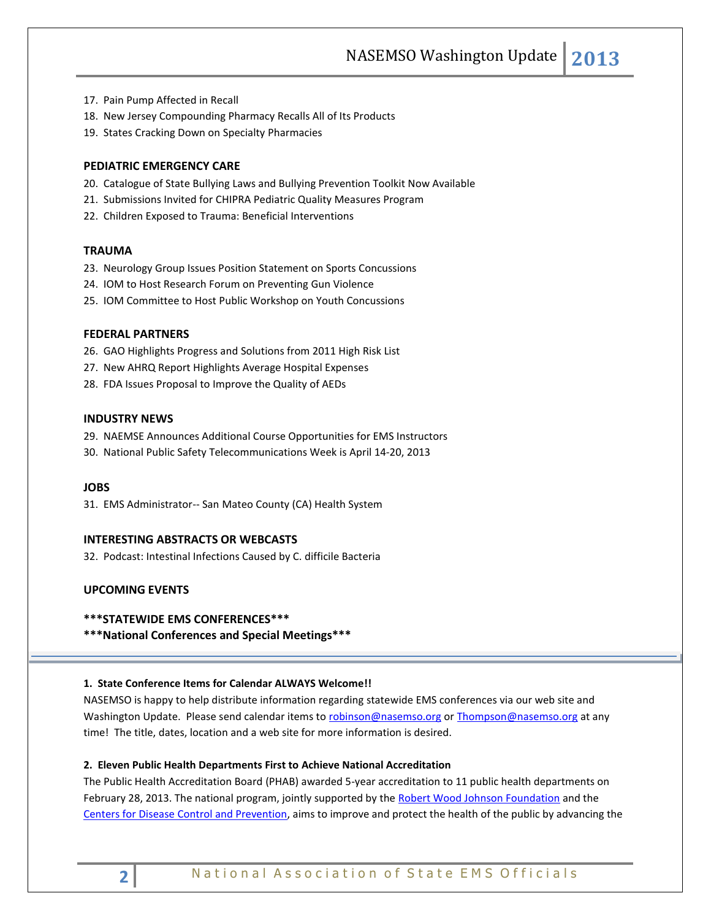17. Pain Pump Affected in Recall
18. New Jersey Compounding Pharmacy Recalls All of Its Products
19. States Cracking Down on Specialty Pharmacies

**PEDIATRIC EMERGENCY CARE**

20. Catalogue of State Bullying Laws and Bullying Prevention Toolkit Now Available
21. Submissions Invited for CHIPRA Pediatric Quality Measures Program
22. Children Exposed to Trauma: Beneficial Interventions

**TRAUMA**

23. Neurology Group Issues Position Statement on Sports Concussions
24. IOM to Host Research Forum on Preventing Gun Violence
25. IOM Committee to Host Public Workshop on Youth Concussions

**FEDERAL PARTNERS**

26. GAO Highlights Progress and Solutions from 2011 High Risk List
27. New AHRQ Report Highlights Average Hospital Expenses
28. FDA Issues Proposal to Improve the Quality of AEDs

**INDUSTRY NEWS**

29. NAEMSE Announces Additional Course Opportunities for EMS Instructors
30. National Public Safety Telecommunications Week is April 14-20, 2013

**JOBS**

31. EMS Administrator-- San Mateo County (CA) Health System

**INTERESTING ABSTRACTS OR WEBCASTS**

32. Podcast: Intestinal Infections Caused by C. difficile Bacteria

**UPCOMING EVENTS**

**\*\*\*STATEWIDE EMS CONFERENCES\*\*\***

**\*\*\*National Conferences and Special Meetings\*\*\***

---

**1. State Conference Items for Calendar ALWAYS Welcome!!**

NASEMSO is happy to help distribute information regarding statewide EMS conferences via our web site and Washington Update. Please send calendar items to robinson@nasemso.org or Thompson@nasemso.org at any time! The title, dates, location and a web site for more information is desired.

**2. Eleven Public Health Departments First to Achieve National Accreditation**

The Public Health Accreditation Board (PHAB) awarded 5-year accreditation to 11 public health departments on February 28, 2013. The national program, jointly supported by the Robert Wood Johnson Foundation and the Centers for Disease Control and Prevention, aims to improve and protect the health of the public by advancing the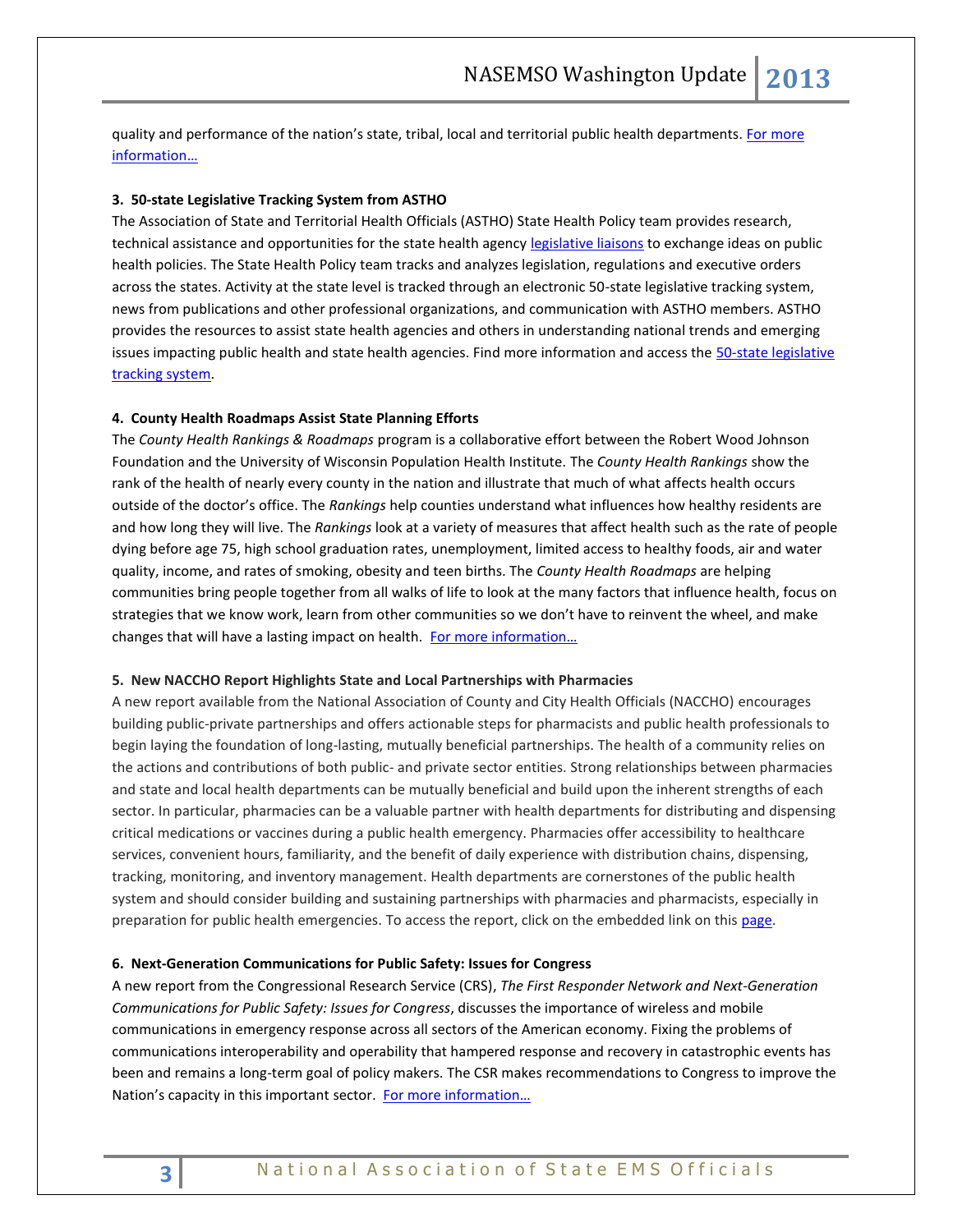quality and performance of the nation's state, tribal, local and territorial public health departments. For more information…

**3. 50-state Legislative Tracking System from ASTHO**

The Association of State and Territorial Health Officials (ASTHO) State Health Policy team provides research, technical assistance and opportunities for the state health agency legislative liaisons to exchange ideas on public health policies. The State Health Policy team tracks and analyzes legislation, regulations and executive orders across the states. Activity at the state level is tracked through an electronic 50-state legislative tracking system, news from publications and other professional organizations, and communication with ASTHO members. ASTHO provides the resources to assist state health agencies and others in understanding national trends and emerging issues impacting public health and state health agencies. Find more information and access the 50-state legislative tracking system.

**4. County Health Roadmaps Assist State Planning Efforts**

The *County Health Rankings & Roadmaps* program is a collaborative effort between the Robert Wood Johnson Foundation and the University of Wisconsin Population Health Institute. The *County Health Rankings* show the rank of the health of nearly every county in the nation and illustrate that much of what affects health occurs outside of the doctor's office. The *Rankings* help counties understand what influences how healthy residents are and how long they will live. The *Rankings* look at a variety of measures that affect health such as the rate of people dying before age 75, high school graduation rates, unemployment, limited access to healthy foods, air and water quality, income, and rates of smoking, obesity and teen births. The *County Health Roadmaps* are helping communities bring people together from all walks of life to look at the many factors that influence health, focus on strategies that we know work, learn from other communities so we don't have to reinvent the wheel, and make changes that will have a lasting impact on health. For more information…

**5. New NACCHO Report Highlights State and Local Partnerships with Pharmacies**

A new report available from the National Association of County and City Health Officials (NACCHO) encourages building public-private partnerships and offers actionable steps for pharmacists and public health professionals to begin laying the foundation of long-lasting, mutually beneficial partnerships. The health of a community relies on the actions and contributions of both public- and private sector entities. Strong relationships between pharmacies and state and local health departments can be mutually beneficial and build upon the inherent strengths of each sector. In particular, pharmacies can be a valuable partner with health departments for distributing and dispensing critical medications or vaccines during a public health emergency. Pharmacies offer accessibility to healthcare services, convenient hours, familiarity, and the benefit of daily experience with distribution chains, dispensing, tracking, monitoring, and inventory management. Health departments are cornerstones of the public health system and should consider building and sustaining partnerships with pharmacies and pharmacists, especially in preparation for public health emergencies. To access the report, click on the embedded link on this page.

**6. Next-Generation Communications for Public Safety: Issues for Congress**

A new report from the Congressional Research Service (CRS), *The First Responder Network and Next-Generation Communications for Public Safety: Issues for Congress*, discusses the importance of wireless and mobile communications in emergency response across all sectors of the American economy. Fixing the problems of communications interoperability and operability that hampered response and recovery in catastrophic events has been and remains a long-term goal of policy makers. The CSR makes recommendations to Congress to improve the Nation's capacity in this important sector. For more information…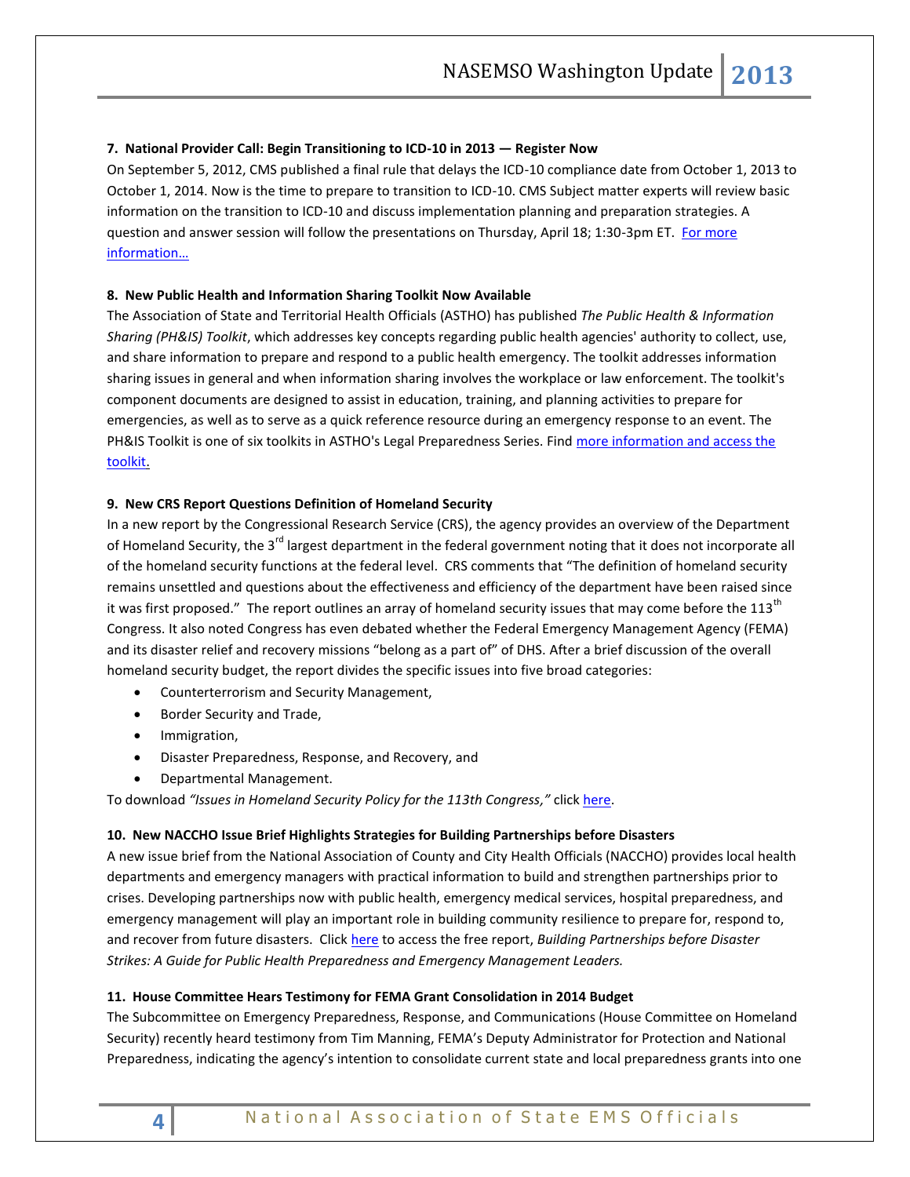**7. National Provider Call: Begin Transitioning to ICD-10 in 2013 — Register Now**

On September 5, 2012, CMS published a final rule that delays the ICD-10 compliance date from October 1, 2013 to October 1, 2014. Now is the time to prepare to transition to ICD-10. CMS Subject matter experts will review basic information on the transition to ICD-10 and discuss implementation planning and preparation strategies. A question and answer session will follow the presentations on Thursday, April 18; 1:30-3pm ET. For more information…

**8. New Public Health and Information Sharing Toolkit Now Available**

The Association of State and Territorial Health Officials (ASTHO) has published *The Public Health & Information Sharing (PH&IS) Toolkit*, which addresses key concepts regarding public health agencies' authority to collect, use, and share information to prepare and respond to a public health emergency. The toolkit addresses information sharing issues in general and when information sharing involves the workplace or law enforcement. The toolkit's component documents are designed to assist in education, training, and planning activities to prepare for emergencies, as well as to serve as a quick reference resource during an emergency response to an event. The PH&IS Toolkit is one of six toolkits in ASTHO's Legal Preparedness Series. Find more information and access the toolkit.

**9. New CRS Report Questions Definition of Homeland Security**

In a new report by the Congressional Research Service (CRS), the agency provides an overview of the Department of Homeland Security, the 3rd largest department in the federal government noting that it does not incorporate all of the homeland security functions at the federal level. CRS comments that "The definition of homeland security remains unsettled and questions about the effectiveness and efficiency of the department have been raised since it was first proposed." The report outlines an array of homeland security issues that may come before the 113th Congress. It also noted Congress has even debated whether the Federal Emergency Management Agency (FEMA) and its disaster relief and recovery missions "belong as a part of" of DHS. After a brief discussion of the overall homeland security budget, the report divides the specific issues into five broad categories:

- Counterterrorism and Security Management,
- Border Security and Trade,
- Immigration,
- Disaster Preparedness, Response, and Recovery, and
- Departmental Management.

To download *"Issues in Homeland Security Policy for the 113th Congress,"* click here.

**10. New NACCHO Issue Brief Highlights Strategies for Building Partnerships before Disasters**

A new issue brief from the National Association of County and City Health Officials (NACCHO) provides local health departments and emergency managers with practical information to build and strengthen partnerships prior to crises. Developing partnerships now with public health, emergency medical services, hospital preparedness, and emergency management will play an important role in building community resilience to prepare for, respond to, and recover from future disasters. Click here to access the free report, *Building Partnerships before Disaster Strikes: A Guide for Public Health Preparedness and Emergency Management Leaders.*

**11. House Committee Hears Testimony for FEMA Grant Consolidation in 2014 Budget**

The Subcommittee on Emergency Preparedness, Response, and Communications (House Committee on Homeland Security) recently heard testimony from Tim Manning, FEMA's Deputy Administrator for Protection and National Preparedness, indicating the agency's intention to consolidate current state and local preparedness grants into one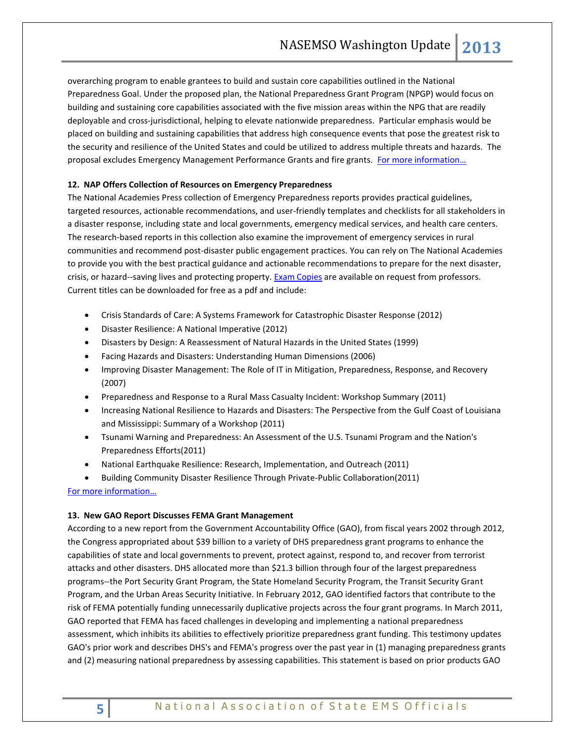overarching program to enable grantees to build and sustain core capabilities outlined in the National Preparedness Goal. Under the proposed plan, the National Preparedness Grant Program (NPGP) would focus on building and sustaining core capabilities associated with the five mission areas within the NPG that are readily deployable and cross-jurisdictional, helping to elevate nationwide preparedness. Particular emphasis would be placed on building and sustaining capabilities that address high consequence events that pose the greatest risk to the security and resilience of the United States and could be utilized to address multiple threats and hazards. The proposal excludes Emergency Management Performance Grants and fire grants. For more information…

**12. NAP Offers Collection of Resources on Emergency Preparedness**

The National Academies Press collection of Emergency Preparedness reports provides practical guidelines, targeted resources, actionable recommendations, and user-friendly templates and checklists for all stakeholders in a disaster response, including state and local governments, emergency medical services, and health care centers. The research-based reports in this collection also examine the improvement of emergency services in rural communities and recommend post-disaster public engagement practices. You can rely on The National Academies to provide you with the best practical guidance and actionable recommendations to prepare for the next disaster, crisis, or hazard--saving lives and protecting property. Exam Copies are available on request from professors. Current titles can be downloaded for free as a pdf and include:

- Crisis Standards of Care: A Systems Framework for Catastrophic Disaster Response (2012)
- Disaster Resilience: A National Imperative (2012)
- Disasters by Design: A Reassessment of Natural Hazards in the United States (1999)
- Facing Hazards and Disasters: Understanding Human Dimensions (2006)
- Improving Disaster Management: The Role of IT in Mitigation, Preparedness, Response, and Recovery (2007)
- Preparedness and Response to a Rural Mass Casualty Incident: Workshop Summary (2011)
- Increasing National Resilience to Hazards and Disasters: The Perspective from the Gulf Coast of Louisiana and Mississippi: Summary of a Workshop (2011)
- Tsunami Warning and Preparedness: An Assessment of the U.S. Tsunami Program and the Nation's Preparedness Efforts(2011)
- National Earthquake Resilience: Research, Implementation, and Outreach (2011)
- Building Community Disaster Resilience Through Private-Public Collaboration(2011)

For more information…

**13. New GAO Report Discusses FEMA Grant Management**

According to a new report from the Government Accountability Office (GAO), from fiscal years 2002 through 2012, the Congress appropriated about $39 billion to a variety of DHS preparedness grant programs to enhance the capabilities of state and local governments to prevent, protect against, respond to, and recover from terrorist attacks and other disasters. DHS allocated more than $21.3 billion through four of the largest preparedness programs--the Port Security Grant Program, the State Homeland Security Program, the Transit Security Grant Program, and the Urban Areas Security Initiative. In February 2012, GAO identified factors that contribute to the risk of FEMA potentially funding unnecessarily duplicative projects across the four grant programs. In March 2011, GAO reported that FEMA has faced challenges in developing and implementing a national preparedness assessment, which inhibits its abilities to effectively prioritize preparedness grant funding. This testimony updates GAO's prior work and describes DHS's and FEMA's progress over the past year in (1) managing preparedness grants and (2) measuring national preparedness by assessing capabilities. This statement is based on prior products GAO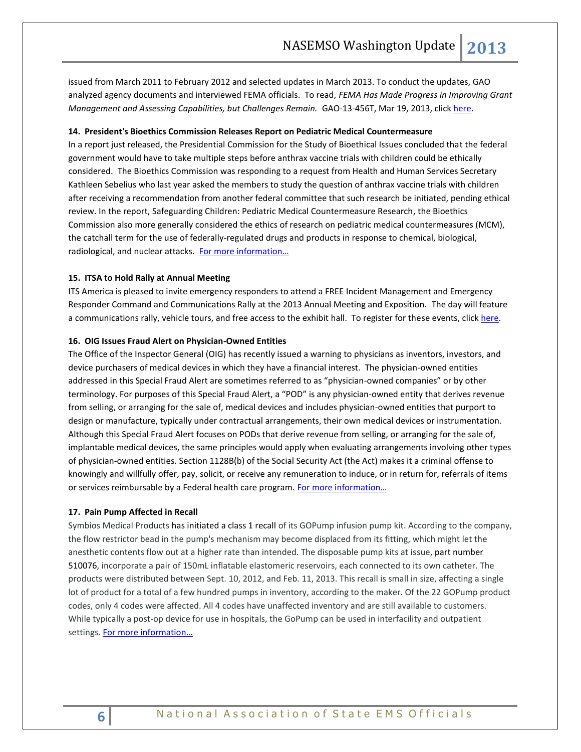issued from March 2011 to February 2012 and selected updates in March 2013. To conduct the updates, GAO analyzed agency documents and interviewed FEMA officials. To read, *FEMA Has Made Progress in Improving Grant Management and Assessing Capabilities, but Challenges Remain.* GAO-13-456T, Mar 19, 2013, click [here](#).

**14. President's Bioethics Commission Releases Report on Pediatric Medical Countermeasure**

In a report just released, the Presidential Commission for the Study of Bioethical Issues concluded that the federal government would have to take multiple steps before anthrax vaccine trials with children could be ethically considered. The Bioethics Commission was responding to a request from Health and Human Services Secretary Kathleen Sebelius who last year asked the members to study the question of anthrax vaccine trials with children after receiving a recommendation from another federal committee that such research be initiated, pending ethical review. In the report, Safeguarding Children: Pediatric Medical Countermeasure Research, the Bioethics Commission also more generally considered the ethics of research on pediatric medical countermeasures (MCM), the catchall term for the use of federally-regulated drugs and products in response to chemical, biological, radiological, and nuclear attacks. [For more information…](#)

**15. ITSA to Hold Rally at Annual Meeting**

ITS America is pleased to invite emergency responders to attend a FREE Incident Management and Emergency Responder Command and Communications Rally at the 2013 Annual Meeting and Exposition. The day will feature a communications rally, vehicle tours, and free access to the exhibit hall. To register for these events, click [here](#).

**16. OIG Issues Fraud Alert on Physician-Owned Entities**

The Office of the Inspector General (OIG) has recently issued a warning to physicians as inventors, investors, and device purchasers of medical devices in which they have a financial interest. The physician-owned entities addressed in this Special Fraud Alert are sometimes referred to as "physician-owned companies" or by other terminology. For purposes of this Special Fraud Alert, a "POD" is any physician-owned entity that derives revenue from selling, or arranging for the sale of, medical devices and includes physician-owned entities that purport to design or manufacture, typically under contractual arrangements, their own medical devices or instrumentation. Although this Special Fraud Alert focuses on PODs that derive revenue from selling, or arranging for the sale of, implantable medical devices, the same principles would apply when evaluating arrangements involving other types of physician-owned entities. Section 1128B(b) of the Social Security Act (the Act) makes it a criminal offense to knowingly and willfully offer, pay, solicit, or receive any remuneration to induce, or in return for, referrals of items or services reimbursable by a Federal health care program. [For more information…](#)

**17. Pain Pump Affected in Recall**

Symbios Medical Products has initiated a class 1 recall of its GOPump infusion pump kit. According to the company, the flow restrictor bead in the pump's mechanism may become displaced from its fitting, which might let the anesthetic contents flow out at a higher rate than intended. The disposable pump kits at issue, part number 510076, incorporate a pair of 150mL inflatable elastomeric reservoirs, each connected to its own catheter. The products were distributed between Sept. 10, 2012, and Feb. 11, 2013. This recall is small in size, affecting a single lot of product for a total of a few hundred pumps in inventory, according to the maker. Of the 22 GOPump product codes, only 4 codes were affected. All 4 codes have unaffected inventory and are still available to customers. While typically a post-op device for use in hospitals, the GoPump can be used in interfacility and outpatient settings. [For more information…](#)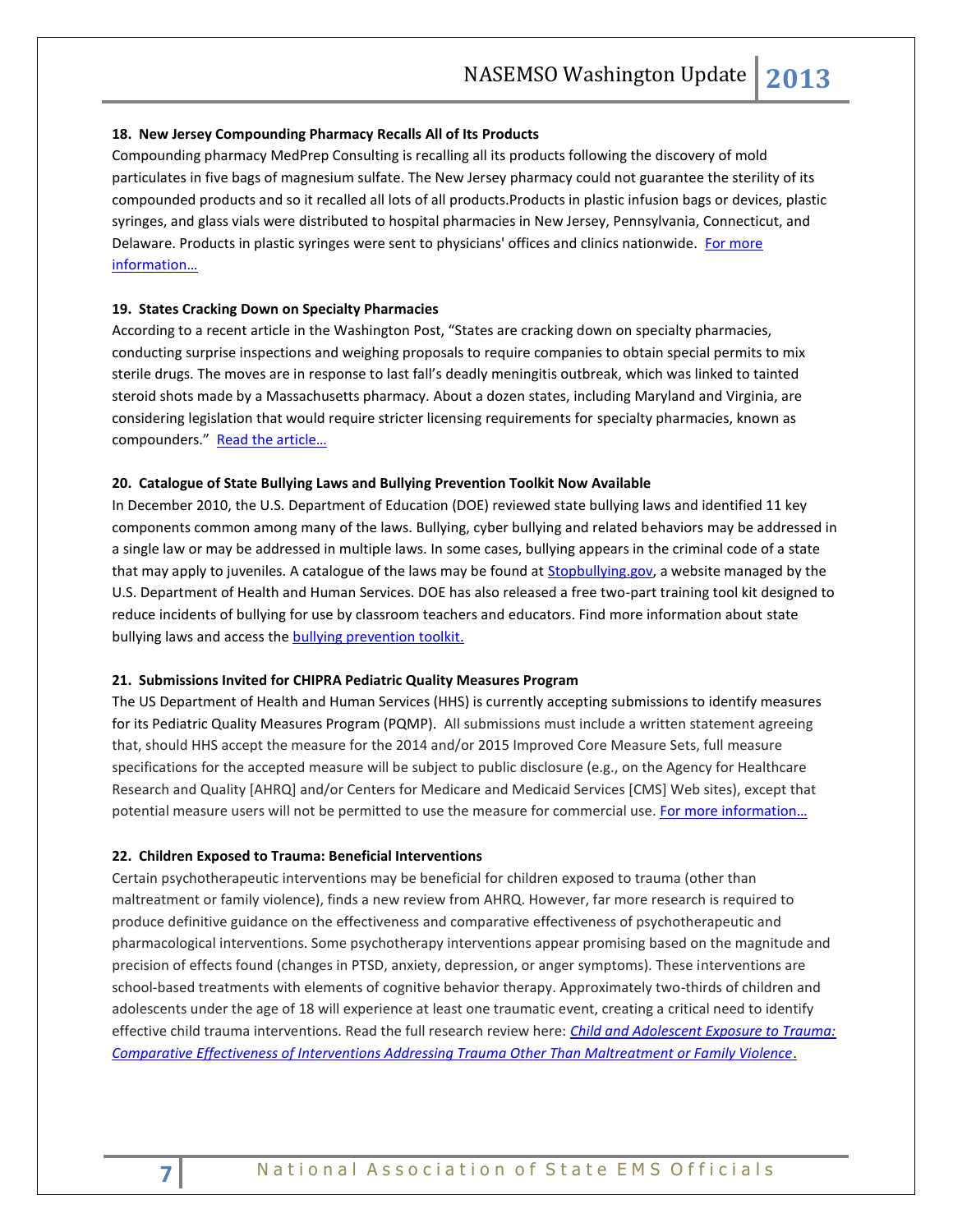### 18. New Jersey Compounding Pharmacy Recalls All of Its Products

Compounding pharmacy MedPrep Consulting is recalling all its products following the discovery of mold particulates in five bags of magnesium sulfate. The New Jersey pharmacy could not guarantee the sterility of its compounded products and so it recalled all lots of all products.Products in plastic infusion bags or devices, plastic syringes, and glass vials were distributed to hospital pharmacies in New Jersey, Pennsylvania, Connecticut, and Delaware. Products in plastic syringes were sent to physicians' offices and clinics nationwide. [For more information…]()

### 19. States Cracking Down on Specialty Pharmacies

According to a recent article in the Washington Post, "States are cracking down on specialty pharmacies, conducting surprise inspections and weighing proposals to require companies to obtain special permits to mix sterile drugs. The moves are in response to last fall's deadly meningitis outbreak, which was linked to tainted steroid shots made by a Massachusetts pharmacy. About a dozen states, including Maryland and Virginia, are considering legislation that would require stricter licensing requirements for specialty pharmacies, known as compounders." [Read the article…]()

### 20. Catalogue of State Bullying Laws and Bullying Prevention Toolkit Now Available

In December 2010, the U.S. Department of Education (DOE) reviewed state bullying laws and identified 11 key components common among many of the laws. Bullying, cyber bullying and related behaviors may be addressed in a single law or may be addressed in multiple laws. In some cases, bullying appears in the criminal code of a state that may apply to juveniles. A catalogue of the laws may be found at [Stopbullying.gov](), a website managed by the U.S. Department of Health and Human Services. DOE has also released a free two-part training tool kit designed to reduce incidents of bullying for use by classroom teachers and educators. Find more information about state bullying laws and access the [bullying prevention toolkit.]()

### 21. Submissions Invited for CHIPRA Pediatric Quality Measures Program

The US Department of Health and Human Services (HHS) is currently accepting submissions to identify measures for its Pediatric Quality Measures Program (PQMP). All submissions must include a written statement agreeing that, should HHS accept the measure for the 2014 and/or 2015 Improved Core Measure Sets, full measure specifications for the accepted measure will be subject to public disclosure (e.g., on the Agency for Healthcare Research and Quality [AHRQ] and/or Centers for Medicare and Medicaid Services [CMS] Web sites), except that potential measure users will not be permitted to use the measure for commercial use. [For more information…]()

### 22. Children Exposed to Trauma: Beneficial Interventions

Certain psychotherapeutic interventions may be beneficial for children exposed to trauma (other than maltreatment or family violence), finds a new review from AHRQ. However, far more research is required to produce definitive guidance on the effectiveness and comparative effectiveness of psychotherapeutic and pharmacological interventions. Some psychotherapy interventions appear promising based on the magnitude and precision of effects found (changes in PTSD, anxiety, depression, or anger symptoms). These interventions are school-based treatments with elements of cognitive behavior therapy. Approximately two-thirds of children and adolescents under the age of 18 will experience at least one traumatic event, creating a critical need to identify effective child trauma interventions. Read the full research review here: [*Child and Adolescent Exposure to Trauma: Comparative Effectiveness of Interventions Addressing Trauma Other Than Maltreatment or Family Violence*]().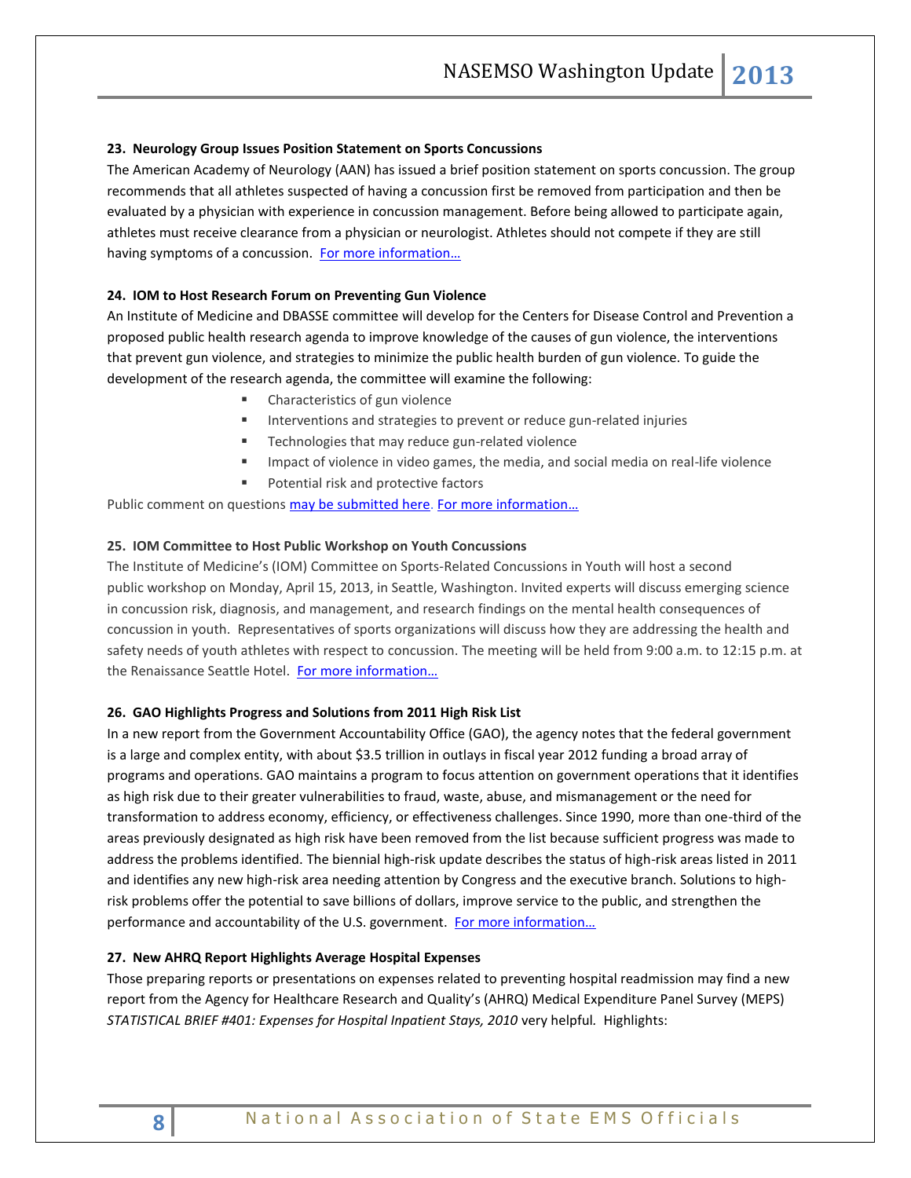### 23. Neurology Group Issues Position Statement on Sports Concussions

The American Academy of Neurology (AAN) has issued a brief position statement on sports concussion. The group recommends that all athletes suspected of having a concussion first be removed from participation and then be evaluated by a physician with experience in concussion management. Before being allowed to participate again, athletes must receive clearance from a physician or neurologist. Athletes should not compete if they are still having symptoms of a concussion. For more information…

### 24. IOM to Host Research Forum on Preventing Gun Violence

An Institute of Medicine and DBASSE committee will develop for the Centers for Disease Control and Prevention a proposed public health research agenda to improve knowledge of the causes of gun violence, the interventions that prevent gun violence, and strategies to minimize the public health burden of gun violence. To guide the development of the research agenda, the committee will examine the following:

- Characteristics of gun violence
- Interventions and strategies to prevent or reduce gun-related injuries
- Technologies that may reduce gun-related violence
- Impact of violence in video games, the media, and social media on real-life violence
- Potential risk and protective factors

Public comment on questions may be submitted here. For more information…

### 25. IOM Committee to Host Public Workshop on Youth Concussions

The Institute of Medicine's (IOM) Committee on Sports-Related Concussions in Youth will host a second public workshop on Monday, April 15, 2013, in Seattle, Washington. Invited experts will discuss emerging science in concussion risk, diagnosis, and management, and research findings on the mental health consequences of concussion in youth. Representatives of sports organizations will discuss how they are addressing the health and safety needs of youth athletes with respect to concussion. The meeting will be held from 9:00 a.m. to 12:15 p.m. at the Renaissance Seattle Hotel. For more information…

### 26. GAO Highlights Progress and Solutions from 2011 High Risk List

In a new report from the Government Accountability Office (GAO), the agency notes that the federal government is a large and complex entity, with about $3.5 trillion in outlays in fiscal year 2012 funding a broad array of programs and operations. GAO maintains a program to focus attention on government operations that it identifies as high risk due to their greater vulnerabilities to fraud, waste, abuse, and mismanagement or the need for transformation to address economy, efficiency, or effectiveness challenges. Since 1990, more than one-third of the areas previously designated as high risk have been removed from the list because sufficient progress was made to address the problems identified. The biennial high-risk update describes the status of high-risk areas listed in 2011 and identifies any new high-risk area needing attention by Congress and the executive branch. Solutions to high-risk problems offer the potential to save billions of dollars, improve service to the public, and strengthen the performance and accountability of the U.S. government. For more information…

### 27. New AHRQ Report Highlights Average Hospital Expenses

Those preparing reports or presentations on expenses related to preventing hospital readmission may find a new report from the Agency for Healthcare Research and Quality's (AHRQ) Medical Expenditure Panel Survey (MEPS) *STATISTICAL BRIEF #401: Expenses for Hospital Inpatient Stays, 2010* very helpful*.* Highlights: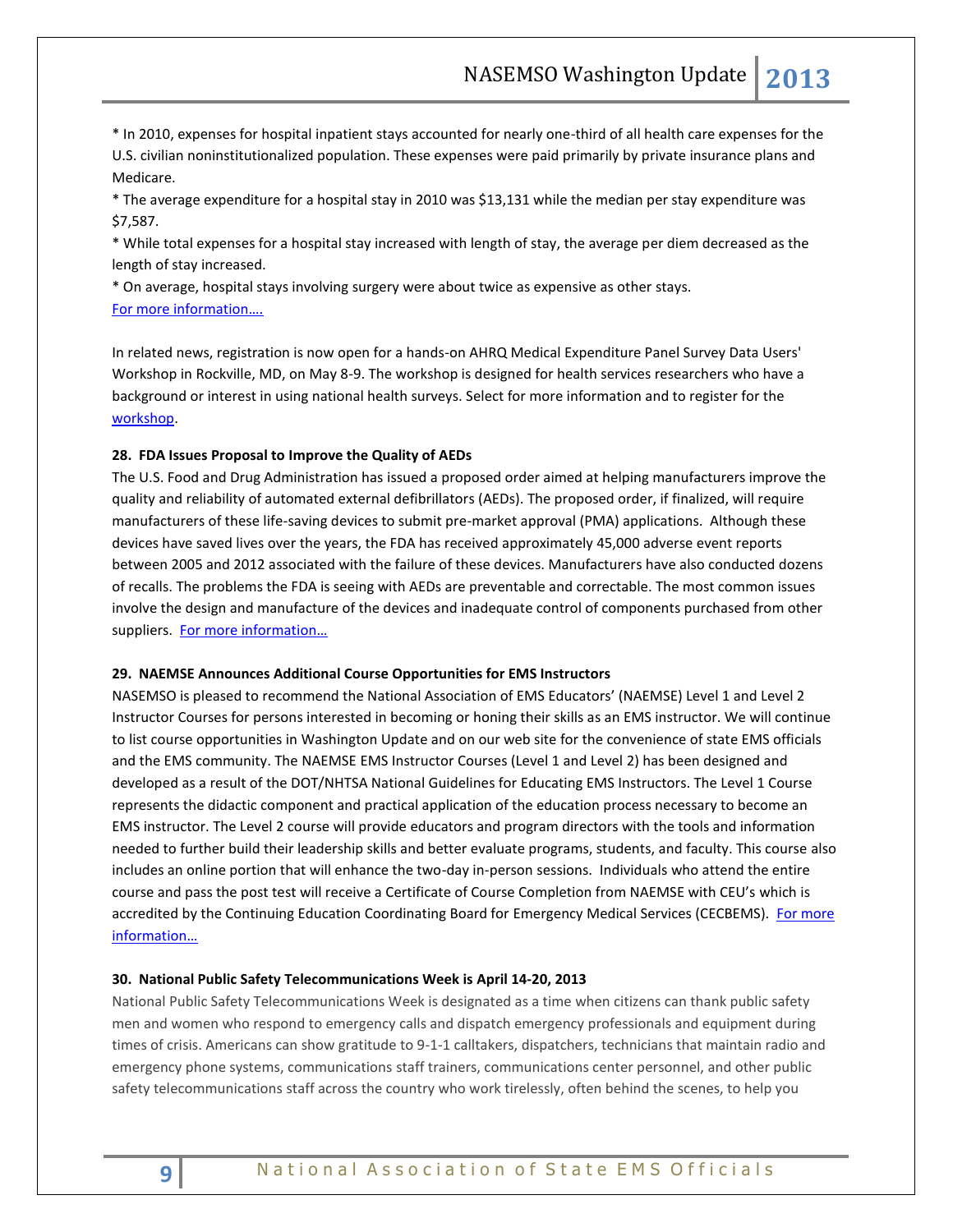* In 2010, expenses for hospital inpatient stays accounted for nearly one-third of all health care expenses for the U.S. civilian noninstitutionalized population. These expenses were paid primarily by private insurance plans and Medicare.

* The average expenditure for a hospital stay in 2010 was $13,131 while the median per stay expenditure was $7,587.

* While total expenses for a hospital stay increased with length of stay, the average per diem decreased as the length of stay increased.

* On average, hospital stays involving surgery were about twice as expensive as other stays.

For more information….

In related news, registration is now open for a hands-on AHRQ Medical Expenditure Panel Survey Data Users' Workshop in Rockville, MD, on May 8-9. The workshop is designed for health services researchers who have a background or interest in using national health surveys. Select for more information and to register for the workshop.

**28. FDA Issues Proposal to Improve the Quality of AEDs**

The U.S. Food and Drug Administration has issued a proposed order aimed at helping manufacturers improve the quality and reliability of automated external defibrillators (AEDs). The proposed order, if finalized, will require manufacturers of these life-saving devices to submit pre-market approval (PMA) applications. Although these devices have saved lives over the years, the FDA has received approximately 45,000 adverse event reports between 2005 and 2012 associated with the failure of these devices. Manufacturers have also conducted dozens of recalls. The problems the FDA is seeing with AEDs are preventable and correctable. The most common issues involve the design and manufacture of the devices and inadequate control of components purchased from other suppliers. For more information…

**29. NAEMSE Announces Additional Course Opportunities for EMS Instructors**

NASEMSO is pleased to recommend the National Association of EMS Educators' (NAEMSE) Level 1 and Level 2 Instructor Courses for persons interested in becoming or honing their skills as an EMS instructor. We will continue to list course opportunities in Washington Update and on our web site for the convenience of state EMS officials and the EMS community. The NAEMSE EMS Instructor Courses (Level 1 and Level 2) has been designed and developed as a result of the DOT/NHTSA National Guidelines for Educating EMS Instructors. The Level 1 Course represents the didactic component and practical application of the education process necessary to become an EMS instructor. The Level 2 course will provide educators and program directors with the tools and information needed to further build their leadership skills and better evaluate programs, students, and faculty. This course also includes an online portion that will enhance the two-day in-person sessions. Individuals who attend the entire course and pass the post test will receive a Certificate of Course Completion from NAEMSE with CEU's which is accredited by the Continuing Education Coordinating Board for Emergency Medical Services (CECBEMS). For more information…

**30. National Public Safety Telecommunications Week is April 14-20, 2013**

National Public Safety Telecommunications Week is designated as a time when citizens can thank public safety men and women who respond to emergency calls and dispatch emergency professionals and equipment during times of crisis. Americans can show gratitude to 9-1-1 calltakers, dispatchers, technicians that maintain radio and emergency phone systems, communications staff trainers, communications center personnel, and other public safety telecommunications staff across the country who work tirelessly, often behind the scenes, to help you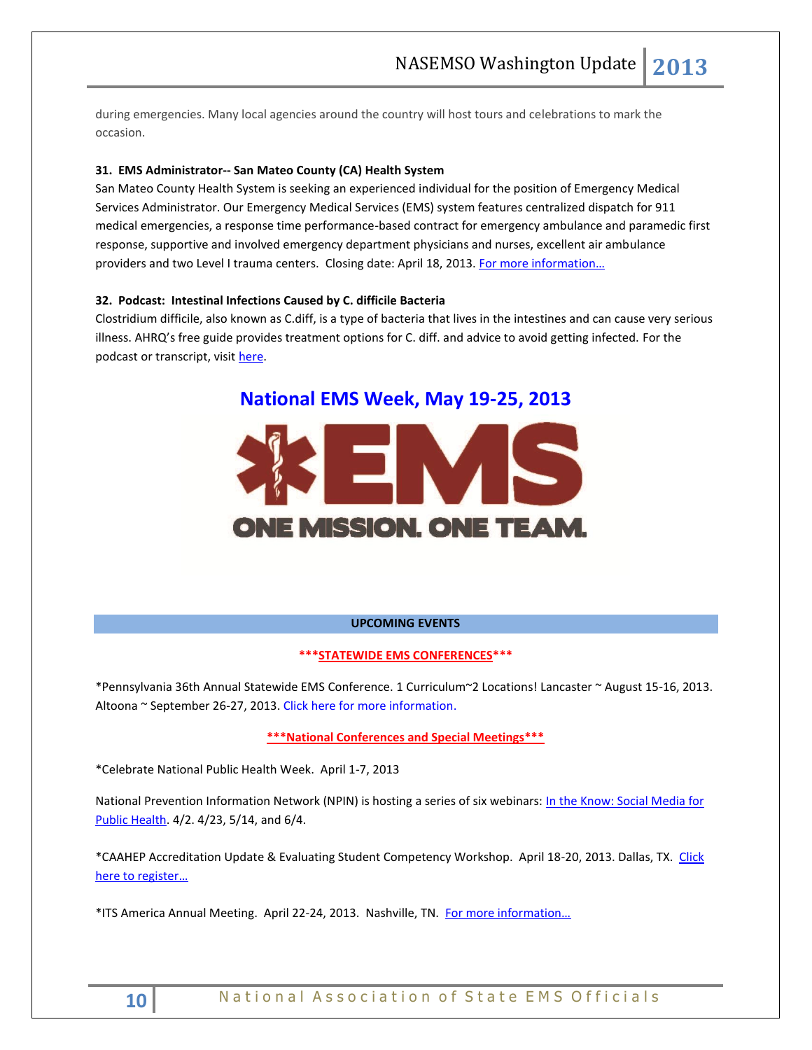during emergencies. Many local agencies around the country will host tours and celebrations to mark the occasion.

**31. EMS Administrator-- San Mateo County (CA) Health System**

San Mateo County Health System is seeking an experienced individual for the position of Emergency Medical Services Administrator. Our Emergency Medical Services (EMS) system features centralized dispatch for 911 medical emergencies, a response time performance-based contract for emergency ambulance and paramedic first response, supportive and involved emergency department physicians and nurses, excellent air ambulance providers and two Level I trauma centers. Closing date: April 18, 2013. For more information…

**32. Podcast: Intestinal Infections Caused by C. difficile Bacteria**

Clostridium difficile, also known as C.diff, is a type of bacteria that lives in the intestines and can cause very serious illness. AHRQ's free guide provides treatment options for C. diff. and advice to avoid getting infected. For the podcast or transcript, visit here.

## National EMS Week, May 19-25, 2013

EMS

ONE MISSION. ONE TEAM.

**UPCOMING EVENTS**

**\*\*\*STATEWIDE EMS CONFERENCES\*\*\***

*Pennsylvania 36th Annual Statewide EMS Conference. 1 Curriculum~2 Locations! Lancaster ~ August 15-16, 2013. Altoona ~ September 26-27, 2013. Click here for more information.

**\*\*\*National Conferences and Special Meetings\*\*\***

*Celebrate National Public Health Week. April 1-7, 2013

National Prevention Information Network (NPIN) is hosting a series of six webinars: In the Know: Social Media for Public Health. 4/2. 4/23, 5/14, and 6/4.

*CAAHEP Accreditation Update & Evaluating Student Competency Workshop. April 18-20, 2013. Dallas, TX. Click here to register…

*ITS America Annual Meeting. April 22-24, 2013. Nashville, TN. For more information…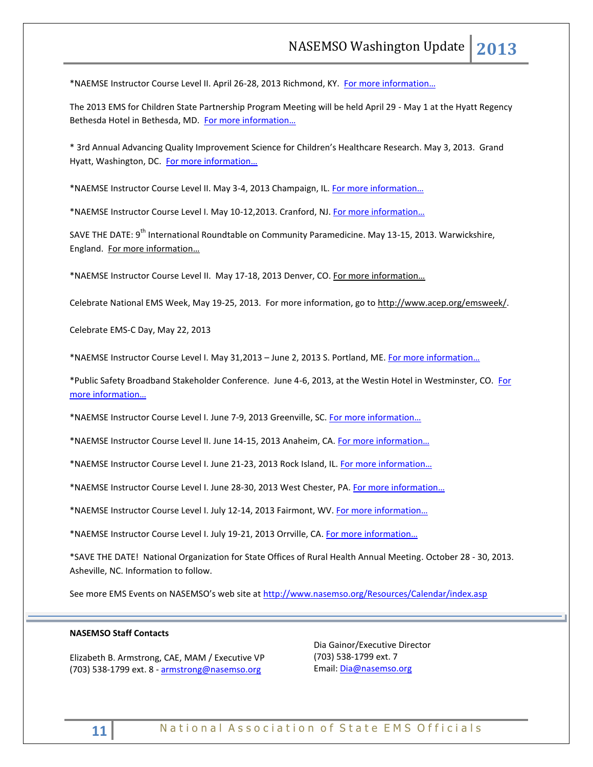*NAEMSE Instructor Course Level II. April 26-28, 2013 Richmond, KY. For more information…

The 2013 EMS for Children State Partnership Program Meeting will be held April 29 - May 1 at the Hyatt Regency Bethesda Hotel in Bethesda, MD. For more information…

* 3rd Annual Advancing Quality Improvement Science for Children's Healthcare Research. May 3, 2013. Grand Hyatt, Washington, DC. For more information…

*NAEMSE Instructor Course Level II. May 3-4, 2013 Champaign, IL. For more information…

*NAEMSE Instructor Course Level I. May 10-12,2013. Cranford, NJ. For more information…

SAVE THE DATE: 9th International Roundtable on Community Paramedicine. May 13-15, 2013. Warwickshire, England. For more information…

*NAEMSE Instructor Course Level II. May 17-18, 2013 Denver, CO. For more information…

Celebrate National EMS Week, May 19-25, 2013. For more information, go to http://www.acep.org/emsweek/.

Celebrate EMS-C Day, May 22, 2013

*NAEMSE Instructor Course Level I. May 31,2013 – June 2, 2013 S. Portland, ME. For more information…

*Public Safety Broadband Stakeholder Conference. June 4-6, 2013, at the Westin Hotel in Westminster, CO. For more information…

*NAEMSE Instructor Course Level I. June 7-9, 2013 Greenville, SC. For more information…

*NAEMSE Instructor Course Level II. June 14-15, 2013 Anaheim, CA. For more information…

*NAEMSE Instructor Course Level I. June 21-23, 2013 Rock Island, IL. For more information…

*NAEMSE Instructor Course Level I. June 28-30, 2013 West Chester, PA. For more information…

*NAEMSE Instructor Course Level I. July 12-14, 2013 Fairmont, WV. For more information…

*NAEMSE Instructor Course Level I. July 19-21, 2013 Orrville, CA. For more information…

*SAVE THE DATE! National Organization for State Offices of Rural Health Annual Meeting. October 28 - 30, 2013. Asheville, NC. Information to follow.

See more EMS Events on NASEMSO's web site at http://www.nasemso.org/Resources/Calendar/index.asp

---

**NASEMSO Staff Contacts**

Elizabeth B. Armstrong, CAE, MAM / Executive VP
(703) 538-1799 ext. 8 - armstrong@nasemso.org

Dia Gainor/Executive Director
(703) 538-1799 ext. 7
Email: Dia@nasemso.org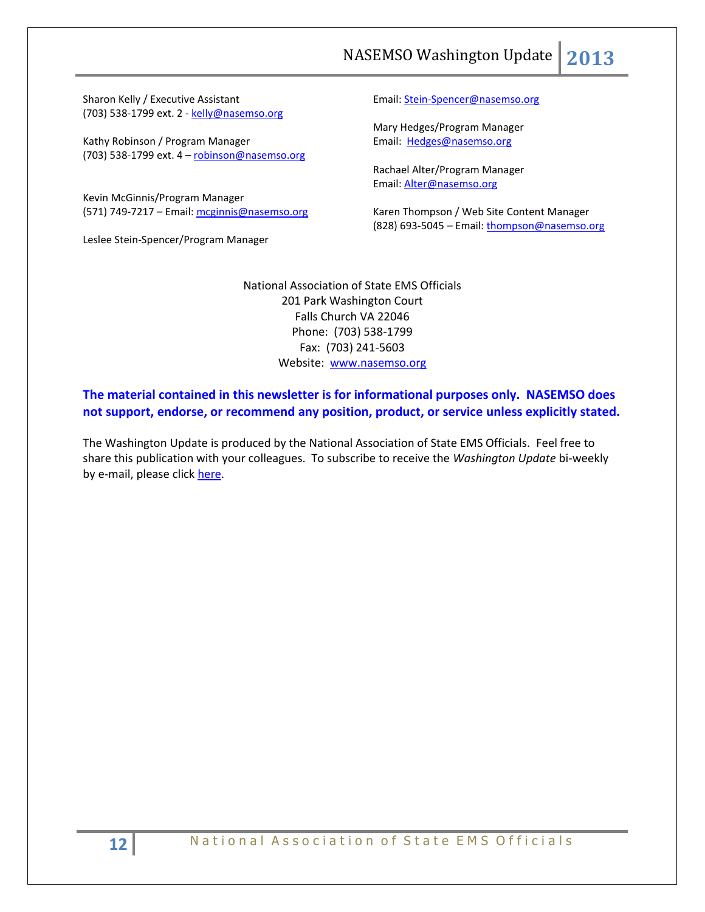Sharon Kelly / Executive Assistant
(703) 538-1799 ext. 2 - kelly@nasemso.org

Kathy Robinson / Program Manager
(703) 538-1799 ext. 4 – robinson@nasemso.org

Kevin McGinnis/Program Manager
(571) 749-7217 – Email: mcginnis@nasemso.org

Leslee Stein-Spencer/Program Manager
Email: Stein-Spencer@nasemso.org

Mary Hedges/Program Manager
Email: Hedges@nasemso.org

Rachael Alter/Program Manager
Email: Alter@nasemso.org

Karen Thompson / Web Site Content Manager
(828) 693-5045 – Email: thompson@nasemso.org

National Association of State EMS Officials
201 Park Washington Court
Falls Church VA 22046
Phone: (703) 538-1799
Fax: (703) 241-5603
Website: www.nasemso.org

**The material contained in this newsletter is for informational purposes only. NASEMSO does not support, endorse, or recommend any position, product, or service unless explicitly stated.**

The Washington Update is produced by the National Association of State EMS Officials. Feel free to share this publication with your colleagues. To subscribe to receive the *Washington Update* bi-weekly by e-mail, please click here.